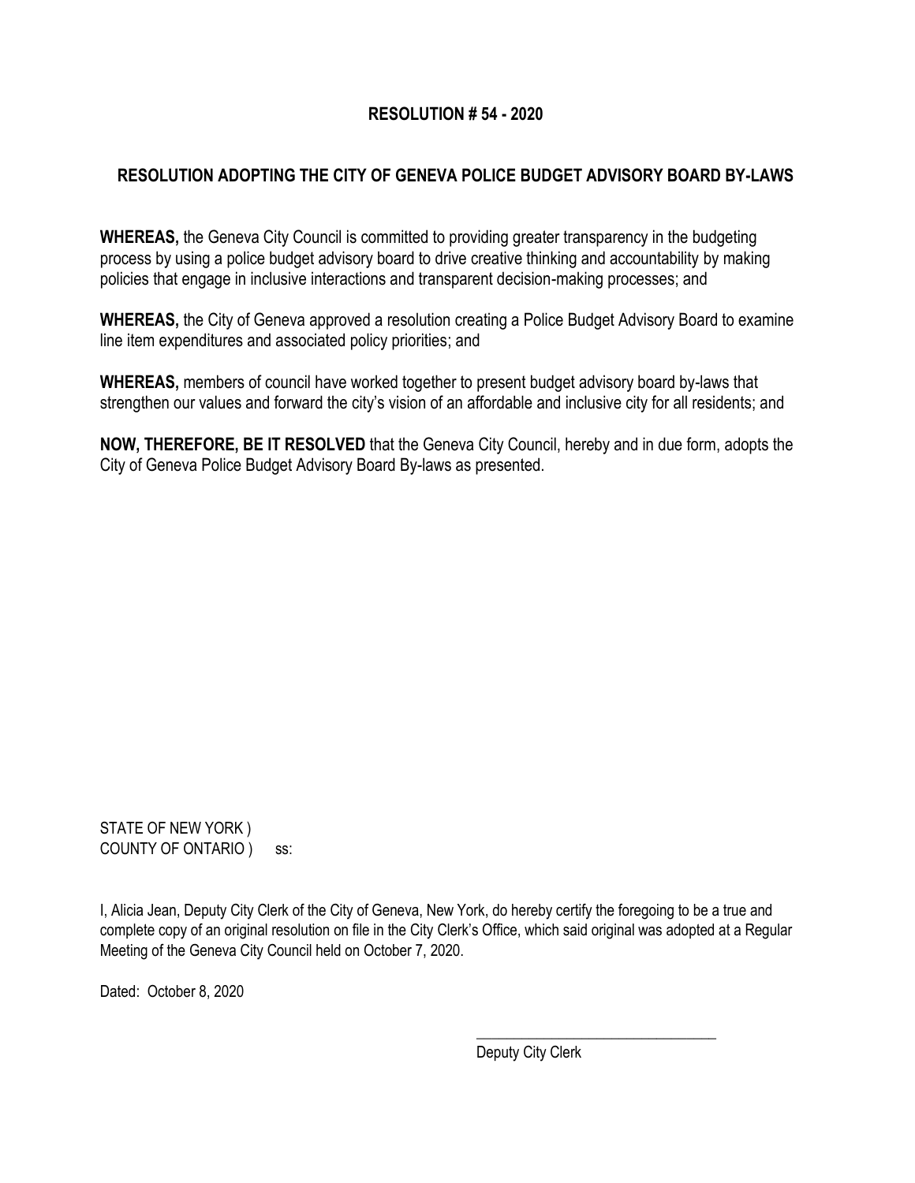# RESOLUTION # 54 - 2020

## RESOLUTION ADOPTING THE CITY OF GENEVA POLICE BUDGET ADVISORY BOARD BY-LAWS

**WHEREAS,** the Geneva City Council is committed to providing greater transparency in the budgeting process by using a police budget advisory board to drive creative thinking and accountability by making policies that engage in inclusive interactions and transparent decision-making processes; and

**WHEREAS,** the City of Geneva approved a resolution creating a Police Budget Advisory Board to examine line item expenditures and associated policy priorities; and

**WHEREAS,** members of council have worked together to present budget advisory board by-laws that strengthen our values and forward the city's vision of an affordable and inclusive city for all residents; and

**NOW, THEREFORE, BE IT RESOLVED** that the Geneva City Council, hereby and in due form, adopts the City of Geneva Police Budget Advisory Board By-laws as presented.

STATE OF NEW YORK )
COUNTY OF ONTARIO ) ss:

I, Alicia Jean, Deputy City Clerk of the City of Geneva, New York, do hereby certify the foregoing to be a true and complete copy of an original resolution on file in the City Clerk's Office, which said original was adopted at a Regular Meeting of the Geneva City Council held on October 7, 2020.

Dated: October 8, 2020

\_\_\_\_\_\_\_\_\_\_\_\_\_\_\_\_\_\_\_\_\_\_\_\_\_\_\_\_\_\_\_\_

Deputy City Clerk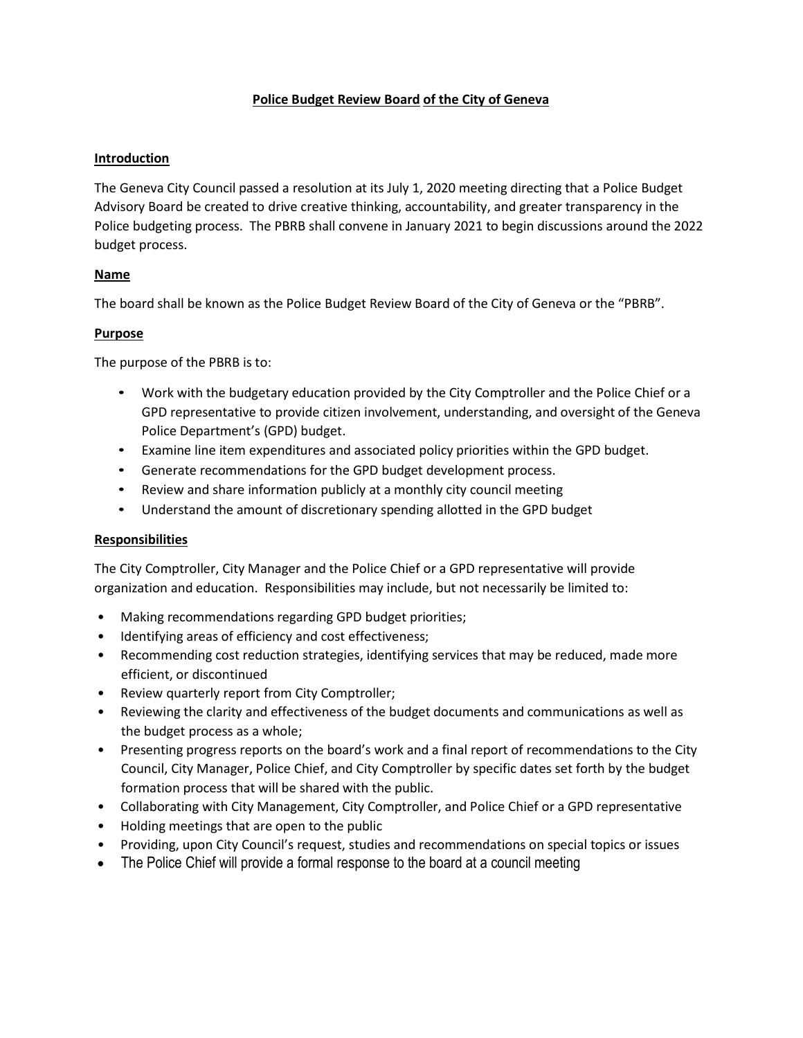# Police Budget Review Board of the City of Geneva

## Introduction

The Geneva City Council passed a resolution at its July 1, 2020 meeting directing that a Police Budget Advisory Board be created to drive creative thinking, accountability, and greater transparency in the Police budgeting process. The PBRB shall convene in January 2021 to begin discussions around the 2022 budget process.

## Name

The board shall be known as the Police Budget Review Board of the City of Geneva or the "PBRB".

## Purpose

The purpose of the PBRB is to:

- Work with the budgetary education provided by the City Comptroller and the Police Chief or a GPD representative to provide citizen involvement, understanding, and oversight of the Geneva Police Department's (GPD) budget.
- Examine line item expenditures and associated policy priorities within the GPD budget.
- Generate recommendations for the GPD budget development process.
- Review and share information publicly at a monthly city council meeting
- Understand the amount of discretionary spending allotted in the GPD budget

## Responsibilities

The City Comptroller, City Manager and the Police Chief or a GPD representative will provide organization and education. Responsibilities may include, but not necessarily be limited to:

- Making recommendations regarding GPD budget priorities;
- Identifying areas of efficiency and cost effectiveness;
- Recommending cost reduction strategies, identifying services that may be reduced, made more efficient, or discontinued
- Review quarterly report from City Comptroller;
- Reviewing the clarity and effectiveness of the budget documents and communications as well as the budget process as a whole;
- Presenting progress reports on the board's work and a final report of recommendations to the City Council, City Manager, Police Chief, and City Comptroller by specific dates set forth by the budget formation process that will be shared with the public.
- Collaborating with City Management, City Comptroller, and Police Chief or a GPD representative
- Holding meetings that are open to the public
- Providing, upon City Council's request, studies and recommendations on special topics or issues
- The Police Chief will provide a formal response to the board at a council meeting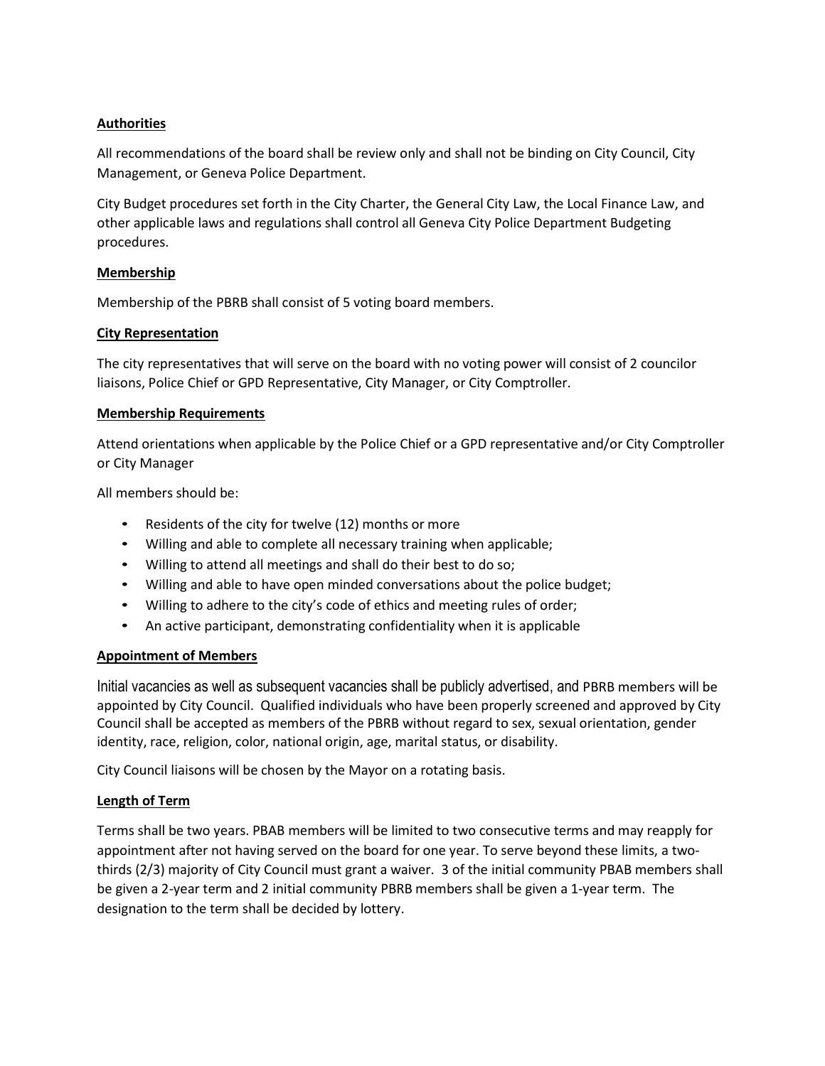**Authorities**

All recommendations of the board shall be review only and shall not be binding on City Council, City Management, or Geneva Police Department.

City Budget procedures set forth in the City Charter, the General City Law, the Local Finance Law, and other applicable laws and regulations shall control all Geneva City Police Department Budgeting procedures.

**Membership**

Membership of the PBRB shall consist of 5 voting board members.

**City Representation**

The city representatives that will serve on the board with no voting power will consist of 2 councilor liaisons, Police Chief or GPD Representative, City Manager, or City Comptroller.

**Membership Requirements**

Attend orientations when applicable by the Police Chief or a GPD representative and/or City Comptroller or City Manager

All members should be:

- Residents of the city for twelve (12) months or more
- Willing and able to complete all necessary training when applicable;
- Willing to attend all meetings and shall do their best to do so;
- Willing and able to have open minded conversations about the police budget;
- Willing to adhere to the city's code of ethics and meeting rules of order;
- An active participant, demonstrating confidentiality when it is applicable

**Appointment of Members**

Initial vacancies as well as subsequent vacancies shall be publicly advertised, and PBRB members will be appointed by City Council. Qualified individuals who have been properly screened and approved by City Council shall be accepted as members of the PBRB without regard to sex, sexual orientation, gender identity, race, religion, color, national origin, age, marital status, or disability.

City Council liaisons will be chosen by the Mayor on a rotating basis.

**Length of Term**

Terms shall be two years. PBAB members will be limited to two consecutive terms and may reapply for appointment after not having served on the board for one year. To serve beyond these limits, a two-thirds (2/3) majority of City Council must grant a waiver. 3 of the initial community PBAB members shall be given a 2-year term and 2 initial community PBRB members shall be given a 1-year term. The designation to the term shall be decided by lottery.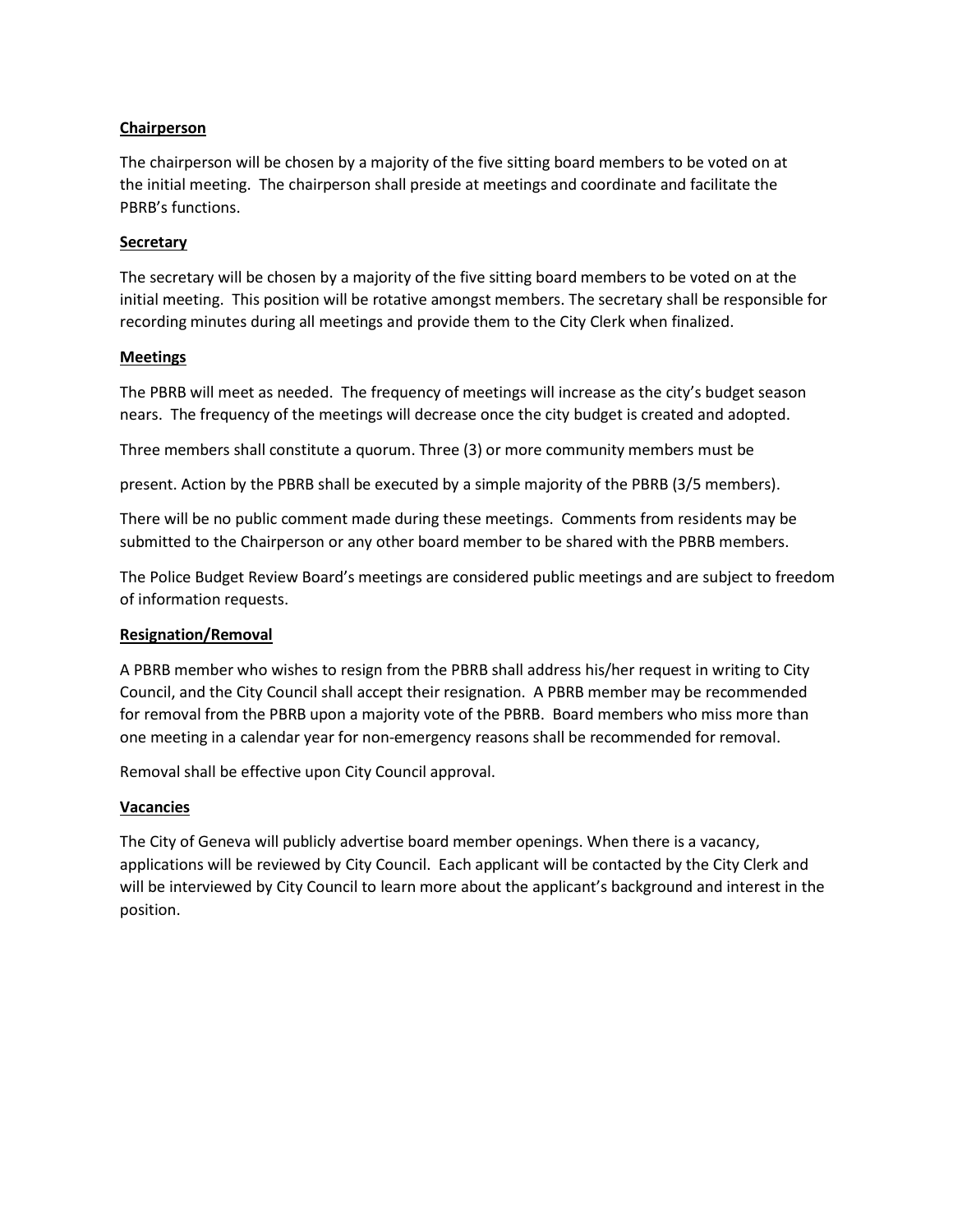**Chairperson**

The chairperson will be chosen by a majority of the five sitting board members to be voted on at the initial meeting. The chairperson shall preside at meetings and coordinate and facilitate the PBRB's functions.

**Secretary**

The secretary will be chosen by a majority of the five sitting board members to be voted on at the initial meeting. This position will be rotative amongst members. The secretary shall be responsible for recording minutes during all meetings and provide them to the City Clerk when finalized.

**Meetings**

The PBRB will meet as needed. The frequency of meetings will increase as the city's budget season nears. The frequency of the meetings will decrease once the city budget is created and adopted.

Three members shall constitute a quorum. Three (3) or more community members must be

present. Action by the PBRB shall be executed by a simple majority of the PBRB (3/5 members).

There will be no public comment made during these meetings. Comments from residents may be submitted to the Chairperson or any other board member to be shared with the PBRB members.

The Police Budget Review Board's meetings are considered public meetings and are subject to freedom of information requests.

**Resignation/Removal**

A PBRB member who wishes to resign from the PBRB shall address his/her request in writing to City Council, and the City Council shall accept their resignation. A PBRB member may be recommended for removal from the PBRB upon a majority vote of the PBRB. Board members who miss more than one meeting in a calendar year for non-emergency reasons shall be recommended for removal.

Removal shall be effective upon City Council approval.

**Vacancies**

The City of Geneva will publicly advertise board member openings. When there is a vacancy, applications will be reviewed by City Council. Each applicant will be contacted by the City Clerk and will be interviewed by City Council to learn more about the applicant's background and interest in the position.